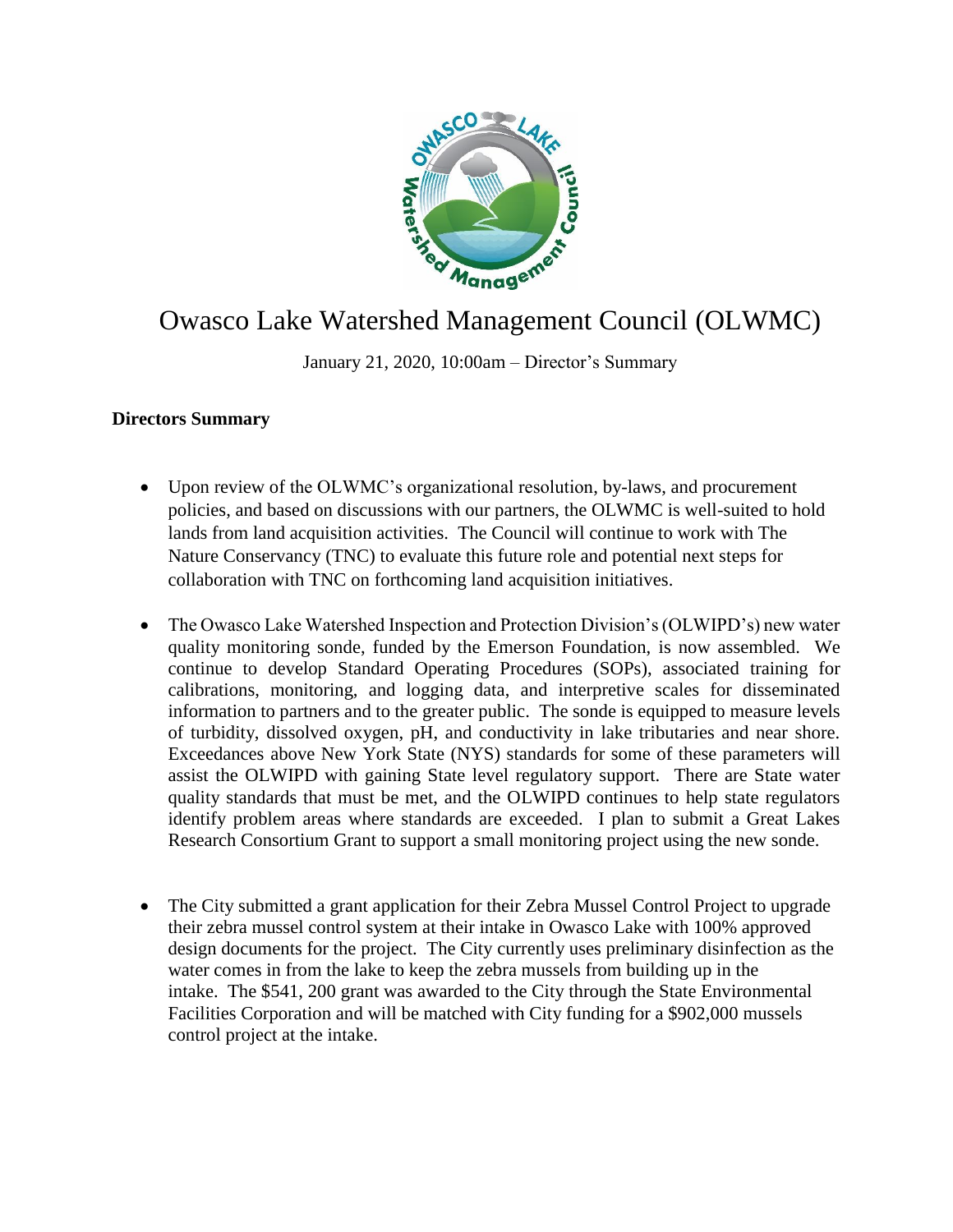# Owasco Lake Watershed Management Council (OLWMC)

January 21, 2020, 10:00am – Director's Summary

**Directors Summary**

- Upon review of the OLWMC's organizational resolution, by-laws, and procurement policies, and based on discussions with our partners, the OLWMC is well-suited to hold lands from land acquisition activities. The Council will continue to work with The Nature Conservancy (TNC) to evaluate this future role and potential next steps for collaboration with TNC on forthcoming land acquisition initiatives.

- The Owasco Lake Watershed Inspection and Protection Division's (OLWIPD's) new water quality monitoring sonde, funded by the Emerson Foundation, is now assembled. We continue to develop Standard Operating Procedures (SOPs), associated training for calibrations, monitoring, and logging data, and interpretive scales for disseminated information to partners and to the greater public. The sonde is equipped to measure levels of turbidity, dissolved oxygen, pH, and conductivity in lake tributaries and near shore. Exceedances above New York State (NYS) standards for some of these parameters will assist the OLWIPD with gaining State level regulatory support. There are State water quality standards that must be met, and the OLWIPD continues to help state regulators identify problem areas where standards are exceeded. I plan to submit a Great Lakes Research Consortium Grant to support a small monitoring project using the new sonde.

- The City submitted a grant application for their Zebra Mussel Control Project to upgrade their zebra mussel control system at their intake in Owasco Lake with 100% approved design documents for the project. The City currently uses preliminary disinfection as the water comes in from the lake to keep the zebra mussels from building up in the intake. The $541, 200 grant was awarded to the City through the State Environmental Facilities Corporation and will be matched with City funding for a $902,000 mussels control project at the intake.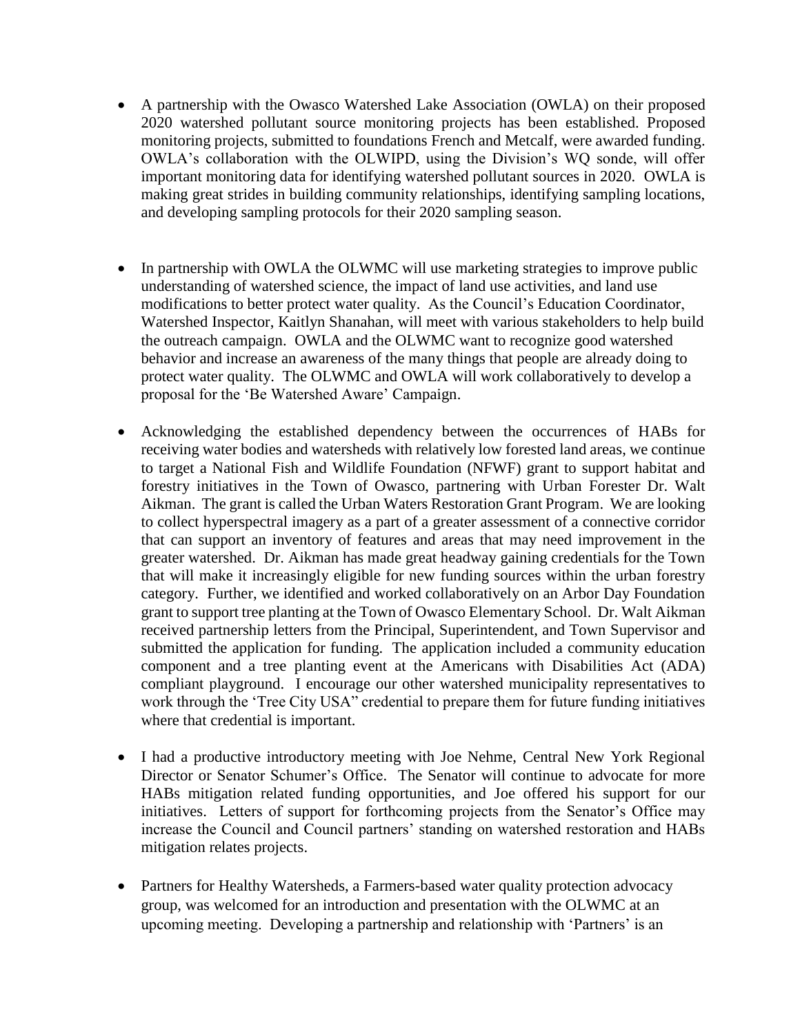- A partnership with the Owasco Watershed Lake Association (OWLA) on their proposed 2020 watershed pollutant source monitoring projects has been established. Proposed monitoring projects, submitted to foundations French and Metcalf, were awarded funding. OWLA's collaboration with the OLWIPD, using the Division's WQ sonde, will offer important monitoring data for identifying watershed pollutant sources in 2020. OWLA is making great strides in building community relationships, identifying sampling locations, and developing sampling protocols for their 2020 sampling season.

- In partnership with OWLA the OLWMC will use marketing strategies to improve public understanding of watershed science, the impact of land use activities, and land use modifications to better protect water quality. As the Council's Education Coordinator, Watershed Inspector, Kaitlyn Shanahan, will meet with various stakeholders to help build the outreach campaign. OWLA and the OLWMC want to recognize good watershed behavior and increase an awareness of the many things that people are already doing to protect water quality. The OLWMC and OWLA will work collaboratively to develop a proposal for the 'Be Watershed Aware' Campaign.

- Acknowledging the established dependency between the occurrences of HABs for receiving water bodies and watersheds with relatively low forested land areas, we continue to target a National Fish and Wildlife Foundation (NFWF) grant to support habitat and forestry initiatives in the Town of Owasco, partnering with Urban Forester Dr. Walt Aikman. The grant is called the Urban Waters Restoration Grant Program. We are looking to collect hyperspectral imagery as a part of a greater assessment of a connective corridor that can support an inventory of features and areas that may need improvement in the greater watershed. Dr. Aikman has made great headway gaining credentials for the Town that will make it increasingly eligible for new funding sources within the urban forestry category. Further, we identified and worked collaboratively on an Arbor Day Foundation grant to support tree planting at the Town of Owasco Elementary School. Dr. Walt Aikman received partnership letters from the Principal, Superintendent, and Town Supervisor and submitted the application for funding. The application included a community education component and a tree planting event at the Americans with Disabilities Act (ADA) compliant playground. I encourage our other watershed municipality representatives to work through the 'Tree City USA" credential to prepare them for future funding initiatives where that credential is important.

- I had a productive introductory meeting with Joe Nehme, Central New York Regional Director or Senator Schumer's Office. The Senator will continue to advocate for more HABs mitigation related funding opportunities, and Joe offered his support for our initiatives. Letters of support for forthcoming projects from the Senator's Office may increase the Council and Council partners' standing on watershed restoration and HABs mitigation relates projects.

- Partners for Healthy Watersheds, a Farmers-based water quality protection advocacy group, was welcomed for an introduction and presentation with the OLWMC at an upcoming meeting. Developing a partnership and relationship with 'Partners' is an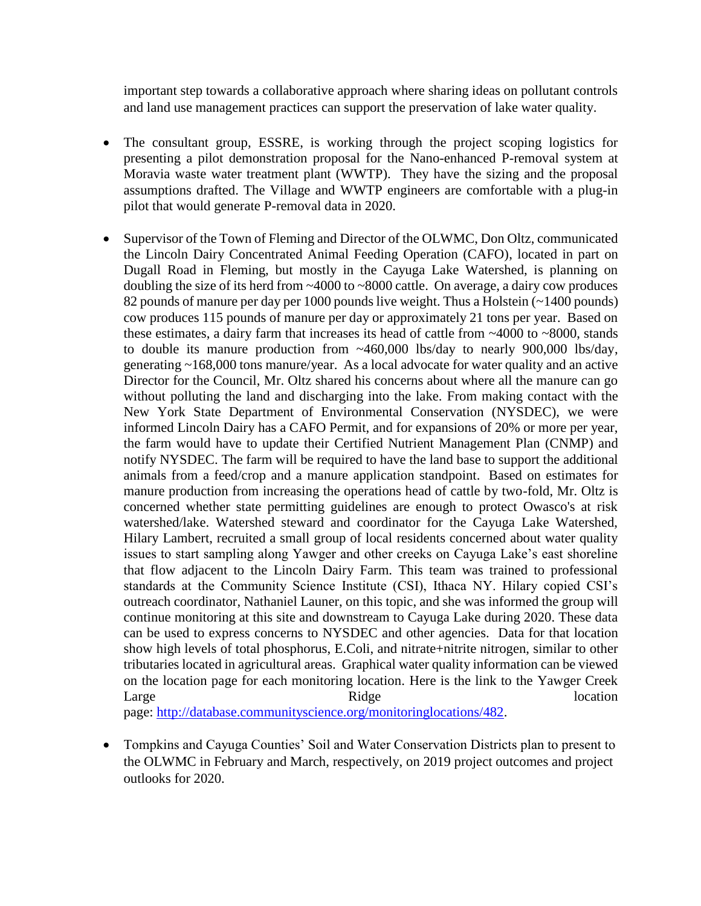important step towards a collaborative approach where sharing ideas on pollutant controls and land use management practices can support the preservation of lake water quality.

- The consultant group, ESSRE, is working through the project scoping logistics for presenting a pilot demonstration proposal for the Nano-enhanced P-removal system at Moravia waste water treatment plant (WWTP). They have the sizing and the proposal assumptions drafted. The Village and WWTP engineers are comfortable with a plug-in pilot that would generate P-removal data in 2020.

- Supervisor of the Town of Fleming and Director of the OLWMC, Don Oltz, communicated the Lincoln Dairy Concentrated Animal Feeding Operation (CAFO), located in part on Dugall Road in Fleming, but mostly in the Cayuga Lake Watershed, is planning on doubling the size of its herd from ~4000 to ~8000 cattle. On average, a dairy cow produces 82 pounds of manure per day per 1000 pounds live weight. Thus a Holstein (~1400 pounds) cow produces 115 pounds of manure per day or approximately 21 tons per year. Based on these estimates, a dairy farm that increases its head of cattle from ~4000 to ~8000, stands to double its manure production from ~460,000 lbs/day to nearly 900,000 lbs/day, generating ~168,000 tons manure/year. As a local advocate for water quality and an active Director for the Council, Mr. Oltz shared his concerns about where all the manure can go without polluting the land and discharging into the lake. From making contact with the New York State Department of Environmental Conservation (NYSDEC), we were informed Lincoln Dairy has a CAFO Permit, and for expansions of 20% or more per year, the farm would have to update their Certified Nutrient Management Plan (CNMP) and notify NYSDEC. The farm will be required to have the land base to support the additional animals from a feed/crop and a manure application standpoint. Based on estimates for manure production from increasing the operations head of cattle by two-fold, Mr. Oltz is concerned whether state permitting guidelines are enough to protect Owasco's at risk watershed/lake. Watershed steward and coordinator for the Cayuga Lake Watershed, Hilary Lambert, recruited a small group of local residents concerned about water quality issues to start sampling along Yawger and other creeks on Cayuga Lake's east shoreline that flow adjacent to the Lincoln Dairy Farm. This team was trained to professional standards at the Community Science Institute (CSI), Ithaca NY. Hilary copied CSI's outreach coordinator, Nathaniel Launer, on this topic, and she was informed the group will continue monitoring at this site and downstream to Cayuga Lake during 2020. These data can be used to express concerns to NYSDEC and other agencies. Data for that location show high levels of total phosphorus, E.Coli, and nitrate+nitrite nitrogen, similar to other tributaries located in agricultural areas. Graphical water quality information can be viewed on the location page for each monitoring location. Here is the link to the Yawger Creek Large Ridge location page: [http://database.communityscience.org/monitoringlocations/482](http://database.communityscience.org/monitoringlocations/482).

- Tompkins and Cayuga Counties' Soil and Water Conservation Districts plan to present to the OLWMC in February and March, respectively, on 2019 project outcomes and project outlooks for 2020.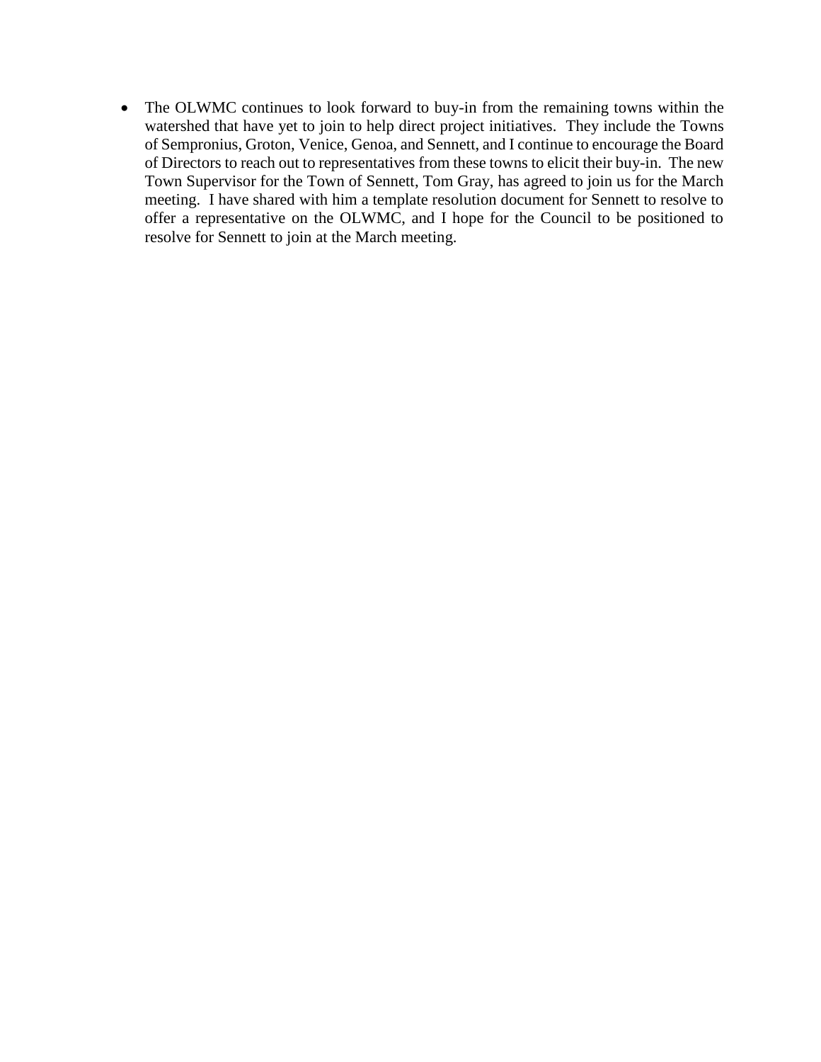- The OLWMC continues to look forward to buy-in from the remaining towns within the watershed that have yet to join to help direct project initiatives. They include the Towns of Sempronius, Groton, Venice, Genoa, and Sennett, and I continue to encourage the Board of Directors to reach out to representatives from these towns to elicit their buy-in. The new Town Supervisor for the Town of Sennett, Tom Gray, has agreed to join us for the March meeting. I have shared with him a template resolution document for Sennett to resolve to offer a representative on the OLWMC, and I hope for the Council to be positioned to resolve for Sennett to join at the March meeting.